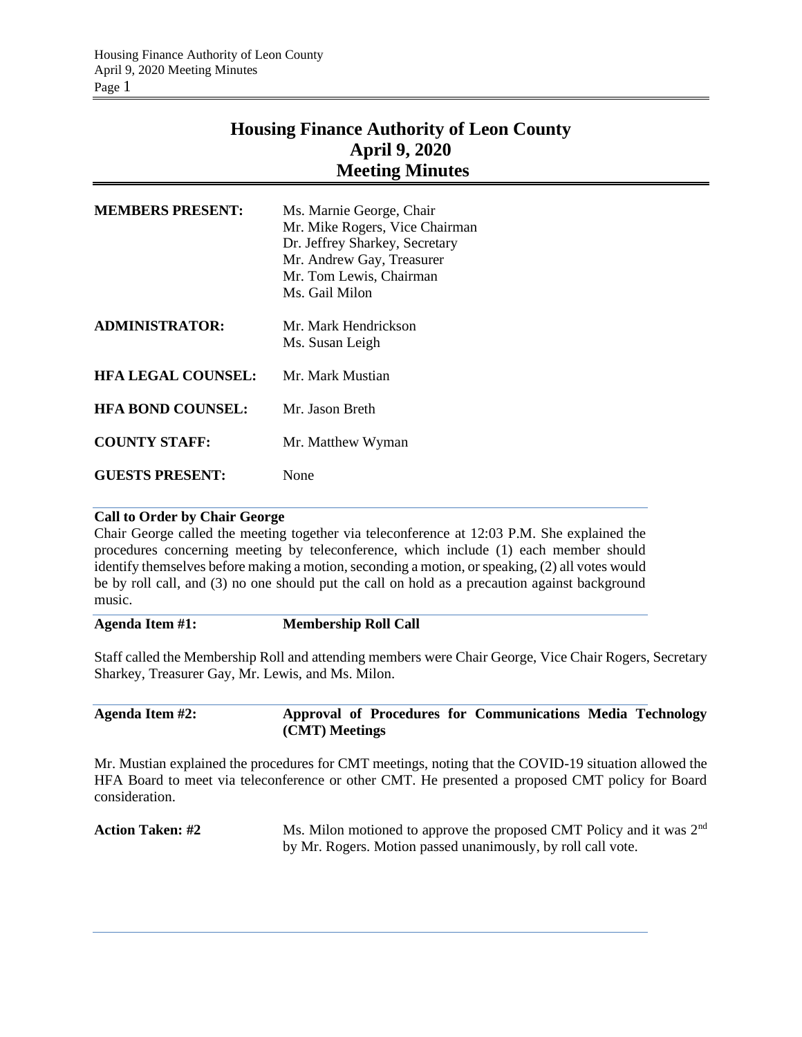# Housing Finance Authority of Leon County
# April 9, 2020
# Meeting Minutes

| | |
|---|---|
| **MEMBERS PRESENT:** | Ms. Marnie George, Chair<br>Mr. Mike Rogers, Vice Chairman<br>Dr. Jeffrey Sharkey, Secretary<br>Mr. Andrew Gay, Treasurer<br>Mr. Tom Lewis, Chairman<br>Ms. Gail Milon |
| **ADMINISTRATOR:** | Mr. Mark Hendrickson<br>Ms. Susan Leigh |
| **HFA LEGAL COUNSEL:** | Mr. Mark Mustian |
| **HFA BOND COUNSEL:** | Mr. Jason Breth |
| **COUNTY STAFF:** | Mr. Matthew Wyman |
| **GUESTS PRESENT:** | None |

**Call to Order by Chair George**

Chair George called the meeting together via teleconference at 12:03 P.M. She explained the procedures concerning meeting by teleconference, which include (1) each member should identify themselves before making a motion, seconding a motion, or speaking, (2) all votes would be by roll call, and (3) no one should put the call on hold as a precaution against background music.

**Agenda Item #1: Membership Roll Call**

Staff called the Membership Roll and attending members were Chair George, Vice Chair Rogers, Secretary Sharkey, Treasurer Gay, Mr. Lewis, and Ms. Milon.

**Agenda Item #2: Approval of Procedures for Communications Media Technology (CMT) Meetings**

Mr. Mustian explained the procedures for CMT meetings, noting that the COVID-19 situation allowed the HFA Board to meet via teleconference or other CMT. He presented a proposed CMT policy for Board consideration.

**Action Taken: #2** Ms. Milon motioned to approve the proposed CMT Policy and it was 2nd by Mr. Rogers. Motion passed unanimously, by roll call vote.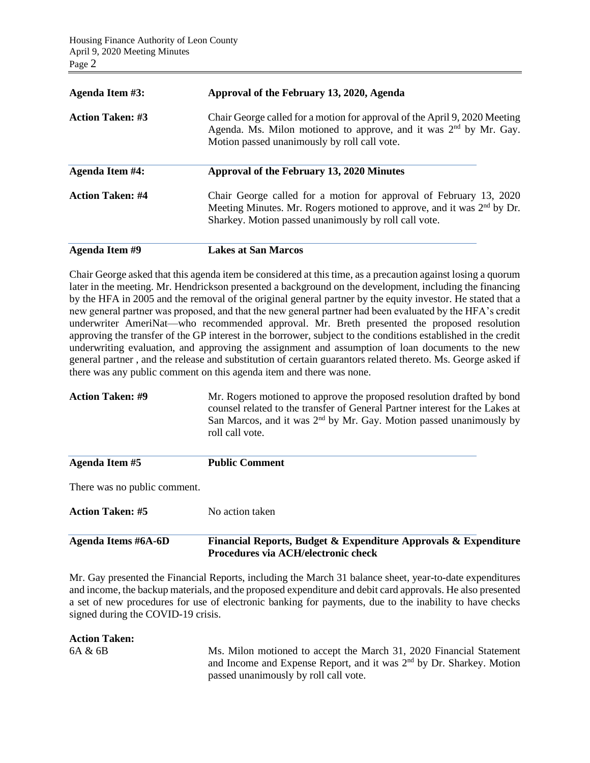| | |
|---|---|
| **Agenda Item #3:** | **Approval of the February 13, 2020, Agenda** |
| **Action Taken: #3** | Chair George called for a motion for approval of the April 9, 2020 Meeting Agenda. Ms. Milon motioned to approve, and it was 2nd by Mr. Gay. Motion passed unanimously by roll call vote. |
| **Agenda Item #4:** | **Approval of the February 13, 2020 Minutes** |
| **Action Taken: #4** | Chair George called for a motion for approval of February 13, 2020 Meeting Minutes. Mr. Rogers motioned to approve, and it was 2nd by Dr. Sharkey. Motion passed unanimously by roll call vote. |
| **Agenda Item #9** | **Lakes at San Marcos** |

Chair George asked that this agenda item be considered at this time, as a precaution against losing a quorum later in the meeting. Mr. Hendrickson presented a background on the development, including the financing by the HFA in 2005 and the removal of the original general partner by the equity investor. He stated that a new general partner was proposed, and that the new general partner had been evaluated by the HFA's credit underwriter AmeriNat—who recommended approval. Mr. Breth presented the proposed resolution approving the transfer of the GP interest in the borrower, subject to the conditions established in the credit underwriting evaluation, and approving the assignment and assumption of loan documents to the new general partner , and the release and substitution of certain guarantors related thereto. Ms. George asked if there was any public comment on this agenda item and there was none.

| | |
|---|---|
| **Action Taken: #9** | Mr. Rogers motioned to approve the proposed resolution drafted by bond counsel related to the transfer of General Partner interest for the Lakes at San Marcos, and it was 2nd by Mr. Gay. Motion passed unanimously by roll call vote. |
| **Agenda Item #5** | **Public Comment** |

There was no public comment.

| | |
|---|---|
| **Action Taken: #5** | No action taken |
| **Agenda Items #6A-6D** | **Financial Reports, Budget & Expenditure Approvals & Expenditure Procedures via ACH/electronic check** |

Mr. Gay presented the Financial Reports, including the March 31 balance sheet, year-to-date expenditures and income, the backup materials, and the proposed expenditure and debit card approvals. He also presented a set of new procedures for use of electronic banking for payments, due to the inability to have checks signed during the COVID-19 crisis.

**Action Taken:**

| | |
|---|---|
| 6A & 6B | Ms. Milon motioned to accept the March 31, 2020 Financial Statement and Income and Expense Report, and it was 2nd by Dr. Sharkey. Motion passed unanimously by roll call vote. |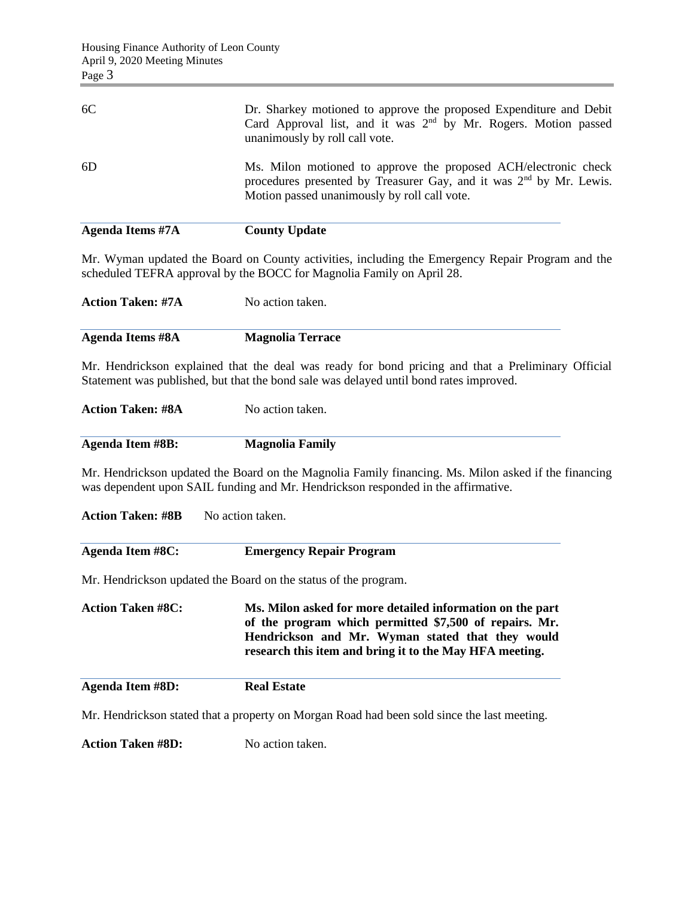| | |
|---|---|
| 6C | Dr. Sharkey motioned to approve the proposed Expenditure and Debit Card Approval list, and it was 2nd by Mr. Rogers. Motion passed unanimously by roll call vote. |
| 6D | Ms. Milon motioned to approve the proposed ACH/electronic check procedures presented by Treasurer Gay, and it was 2nd by Mr. Lewis. Motion passed unanimously by roll call vote. |

**Agenda Items #7A** **County Update**

Mr. Wyman updated the Board on County activities, including the Emergency Repair Program and the scheduled TEFRA approval by the BOCC for Magnolia Family on April 28.

**Action Taken: #7A** No action taken.

**Agenda Items #8A** **Magnolia Terrace**

Mr. Hendrickson explained that the deal was ready for bond pricing and that a Preliminary Official Statement was published, but that the bond sale was delayed until bond rates improved.

**Action Taken: #8A** No action taken.

**Agenda Item #8B:** **Magnolia Family**

Mr. Hendrickson updated the Board on the Magnolia Family financing. Ms. Milon asked if the financing was dependent upon SAIL funding and Mr. Hendrickson responded in the affirmative.

**Action Taken: #8B** No action taken.

**Agenda Item #8C:** **Emergency Repair Program**

Mr. Hendrickson updated the Board on the status of the program.

**Action Taken #8C:** **Ms. Milon asked for more detailed information on the part of the program which permitted $7,500 of repairs. Mr. Hendrickson and Mr. Wyman stated that they would research this item and bring it to the May HFA meeting.**

**Agenda Item #8D:** **Real Estate**

Mr. Hendrickson stated that a property on Morgan Road had been sold since the last meeting.

**Action Taken #8D:** No action taken.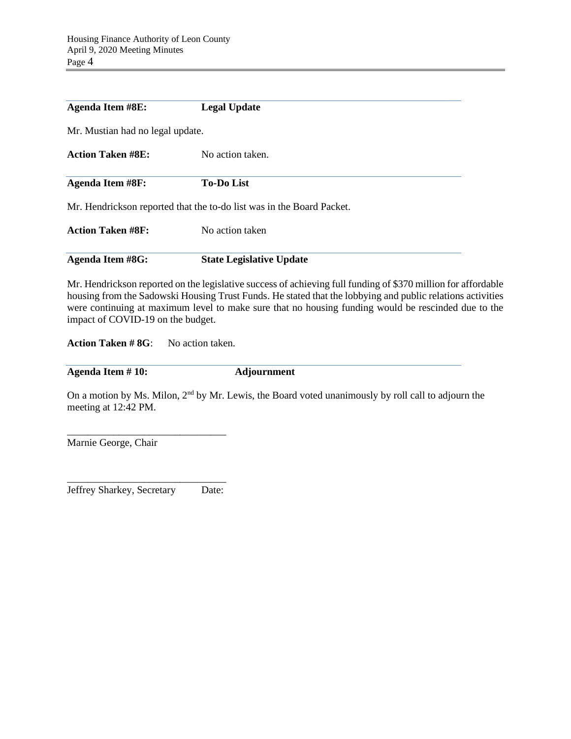**Agenda Item #8E:** **Legal Update**

Mr. Mustian had no legal update.

**Action Taken #8E:** No action taken.

**Agenda Item #8F:** **To-Do List**

Mr. Hendrickson reported that the to-do list was in the Board Packet.

**Action Taken #8F:** No action taken

**Agenda Item #8G:** **State Legislative Update**

Mr. Hendrickson reported on the legislative success of achieving full funding of $370 million for affordable housing from the Sadowski Housing Trust Funds. He stated that the lobbying and public relations activities were continuing at maximum level to make sure that no housing funding would be rescinded due to the impact of COVID-19 on the budget.

**Action Taken # 8G**: No action taken.

**Agenda Item # 10:** **Adjournment**

On a motion by Ms. Milon, 2nd by Mr. Lewis, the Board voted unanimously by roll call to adjourn the meeting at 12:42 PM.

\_\_\_\_\_\_\_\_\_\_\_\_\_\_\_\_\_\_\_\_\_\_\_\_\_\_\_\_\_\_\_
Marnie George, Chair

\_\_\_\_\_\_\_\_\_\_\_\_\_\_\_\_\_\_\_\_\_\_\_\_\_\_\_\_\_\_\_
Jeffrey Sharkey, Secretary Date: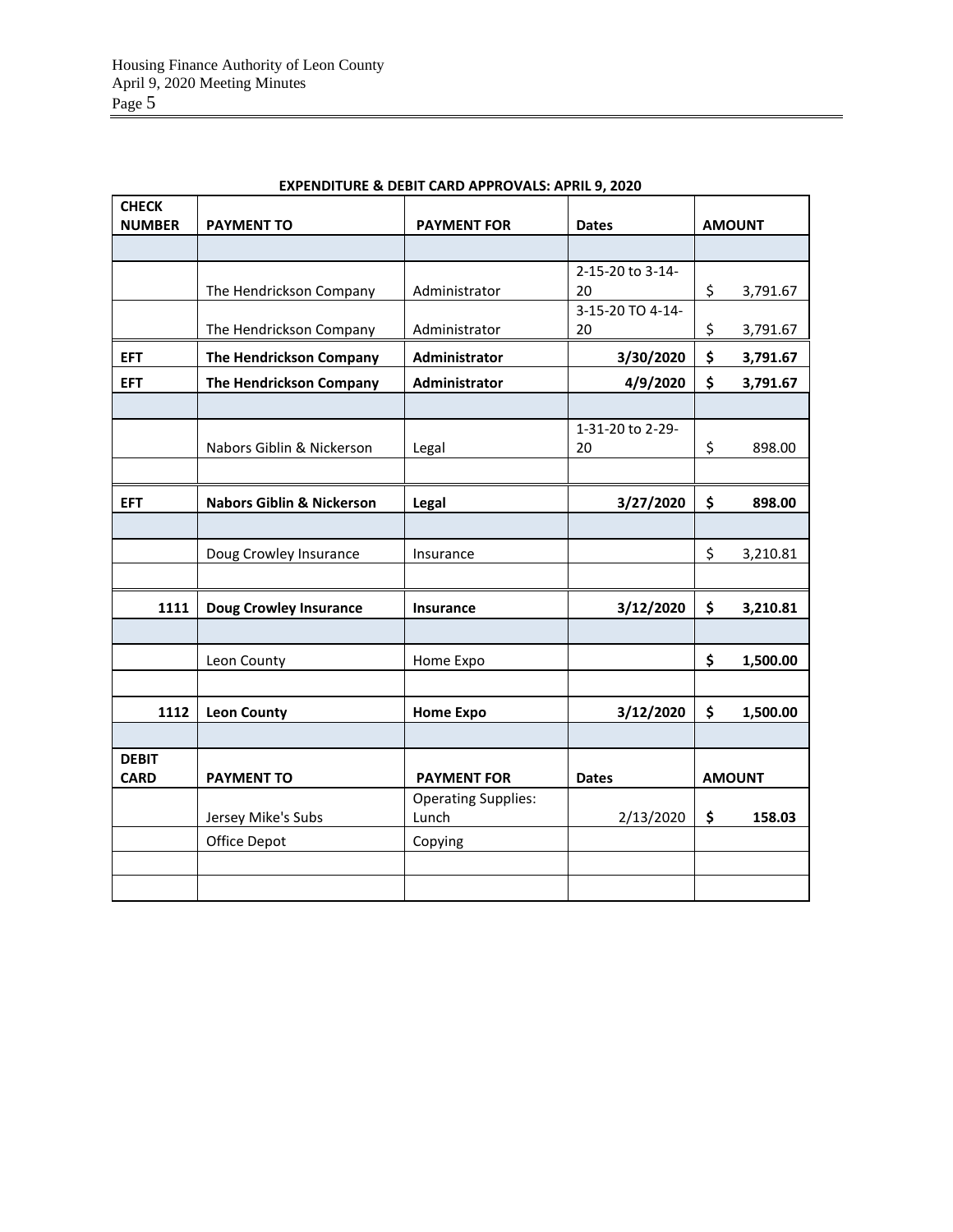**EXPENDITURE & DEBIT CARD APPROVALS: APRIL 9, 2020**

| CHECK NUMBER | PAYMENT TO | PAYMENT FOR | Dates | AMOUNT |
|---|---|---|---|---|
| | | | | |
| | The Hendrickson Company | Administrator | 2-15-20 to 3-14-20 | $ 3,791.67 |
| | The Hendrickson Company | Administrator | 3-15-20 TO 4-14-20 | $ 3,791.67 |
| **EFT** | **The Hendrickson Company** | **Administrator** | **3/30/2020** | **$ 3,791.67** |
| **EFT** | **The Hendrickson Company** | **Administrator** | **4/9/2020** | **$ 3,791.67** |
| | | | | |
| | Nabors Giblin & Nickerson | Legal | 1-31-20 to 2-29-20 | $ 898.00 |
| | | | | |
| **EFT** | **Nabors Giblin & Nickerson** | **Legal** | **3/27/2020** | **$ 898.00** |
| | | | | |
| | Doug Crowley Insurance | Insurance | | $ 3,210.81 |
| | | | | |
| **1111** | **Doug Crowley Insurance** | **Insurance** | **3/12/2020** | **$ 3,210.81** |
| | | | | |
| | Leon County | Home Expo | | **$ 1,500.00** |
| | | | | |
| **1112** | **Leon County** | **Home Expo** | **3/12/2020** | **$ 1,500.00** |
| | | | | |
| **DEBIT CARD** | **PAYMENT TO** | **PAYMENT FOR** | **Dates** | **AMOUNT** |
| | Jersey Mike's Subs | Operating Supplies: Lunch | 2/13/2020 | **$ 158.03** |
| | Office Depot | Copying | | |
| | | | | |
| | | | | |